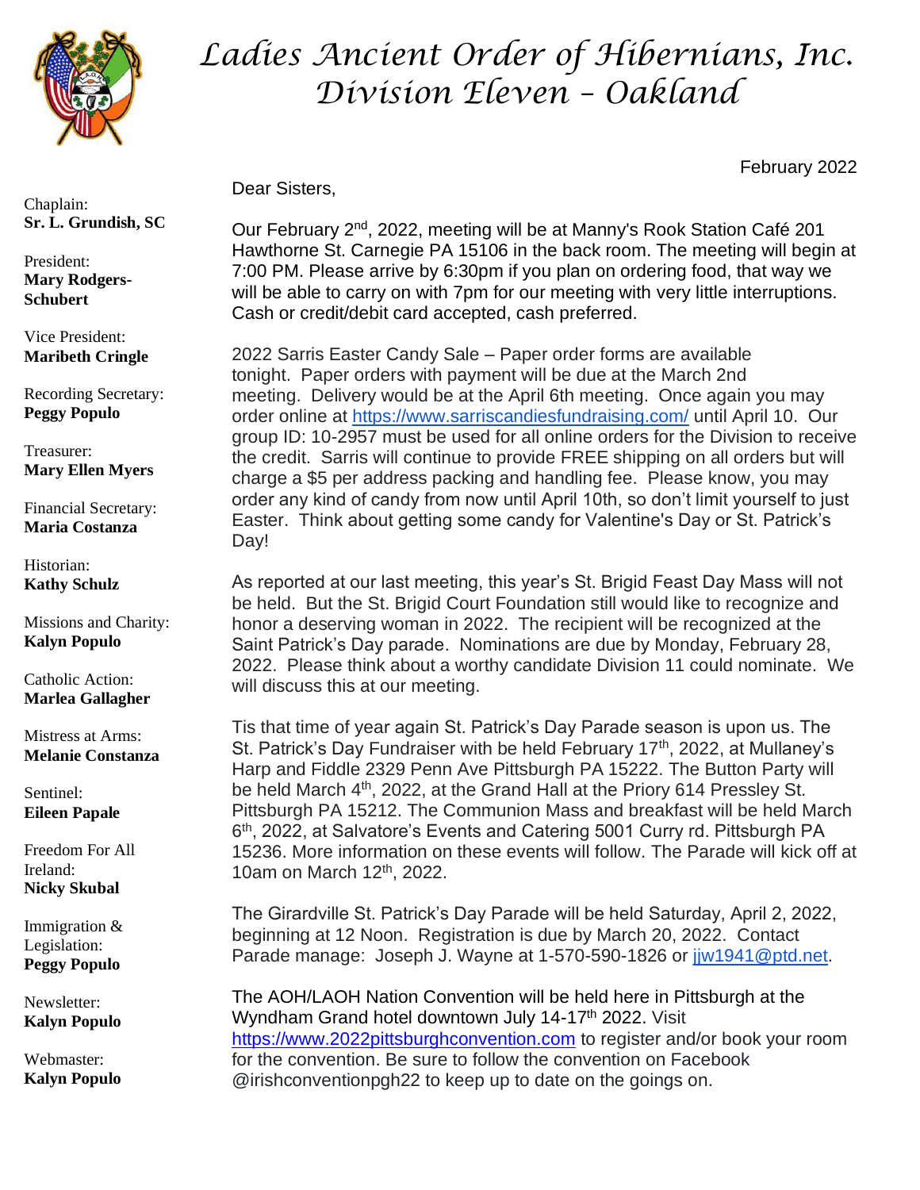# Ladies Ancient Order of Hibernians, Inc.
## Division Eleven – Oakland

Chaplain:
**Sr. L. Grundish, SC**

President:
**Mary Rodgers-Schubert**

Vice President:
**Maribeth Cringle**

Recording Secretary:
**Peggy Populo**

Treasurer:
**Mary Ellen Myers**

Financial Secretary:
**Maria Costanza**

Historian:
**Kathy Schulz**

Missions and Charity:
**Kalyn Populo**

Catholic Action:
**Marlea Gallagher**

Mistress at Arms:
**Melanie Constanza**

Sentinel:
**Eileen Papale**

Freedom For All Ireland:
**Nicky Skubal**

Immigration & Legislation:
**Peggy Populo**

Newsletter:
**Kalyn Populo**

Webmaster:
**Kalyn Populo**

February 2022

Dear Sisters,

Our February 2nd, 2022, meeting will be at Manny's Rook Station Café 201 Hawthorne St. Carnegie PA 15106 in the back room. The meeting will begin at 7:00 PM. Please arrive by 6:30pm if you plan on ordering food, that way we will be able to carry on with 7pm for our meeting with very little interruptions. Cash or credit/debit card accepted, cash preferred.

2022 Sarris Easter Candy Sale – Paper order forms are available tonight. Paper orders with payment will be due at the March 2nd meeting. Delivery would be at the April 6th meeting. Once again you may order online at https://www.sarriscandiesfundraising.com/ until April 10. Our group ID: 10-2957 must be used for all online orders for the Division to receive the credit. Sarris will continue to provide FREE shipping on all orders but will charge a $5 per address packing and handling fee. Please know, you may order any kind of candy from now until April 10th, so don't limit yourself to just Easter. Think about getting some candy for Valentine's Day or St. Patrick's Day!

As reported at our last meeting, this year's St. Brigid Feast Day Mass will not be held. But the St. Brigid Court Foundation still would like to recognize and honor a deserving woman in 2022. The recipient will be recognized at the Saint Patrick's Day parade. Nominations are due by Monday, February 28, 2022. Please think about a worthy candidate Division 11 could nominate. We will discuss this at our meeting.

Tis that time of year again St. Patrick's Day Parade season is upon us. The St. Patrick's Day Fundraiser with be held February 17th, 2022, at Mullaney's Harp and Fiddle 2329 Penn Ave Pittsburgh PA 15222. The Button Party will be held March 4th, 2022, at the Grand Hall at the Priory 614 Pressley St. Pittsburgh PA 15212. The Communion Mass and breakfast will be held March 6th, 2022, at Salvatore's Events and Catering 5001 Curry rd. Pittsburgh PA 15236. More information on these events will follow. The Parade will kick off at 10am on March 12th, 2022.

The Girardville St. Patrick's Day Parade will be held Saturday, April 2, 2022, beginning at 12 Noon. Registration is due by March 20, 2022. Contact Parade manage: Joseph J. Wayne at 1-570-590-1826 or jjw1941@ptd.net.

The AOH/LAOH Nation Convention will be held here in Pittsburgh at the Wyndham Grand hotel downtown July 14-17th 2022. Visit https://www.2022pittsburghconvention.com to register and/or book your room for the convention. Be sure to follow the convention on Facebook @irishconventionpgh22 to keep up to date on the goings on.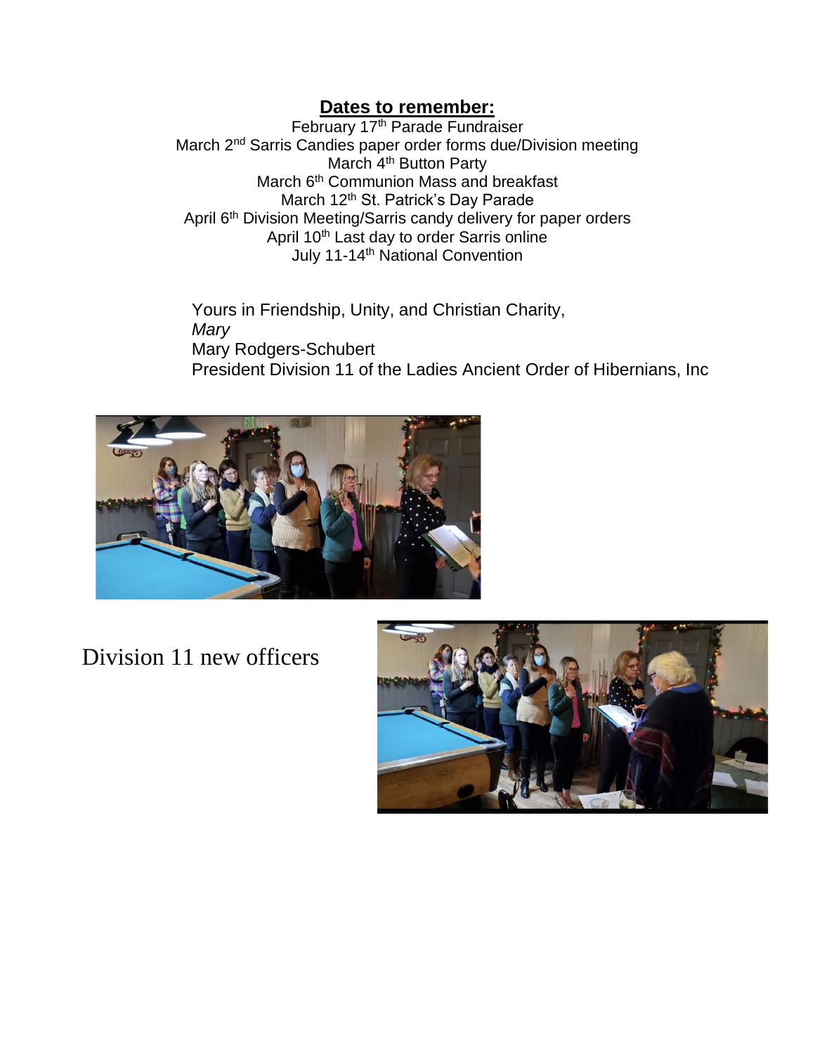**Dates to remember:**

February 17th Parade Fundraiser
March 2nd Sarris Candies paper order forms due/Division meeting
March 4th Button Party
March 6th Communion Mass and breakfast
March 12th St. Patrick's Day Parade
April 6th Division Meeting/Sarris candy delivery for paper orders
April 10th Last day to order Sarris online
July 11-14th National Convention

Yours in Friendship, Unity, and Christian Charity,
*Mary*
Mary Rodgers-Schubert
President Division 11 of the Ladies Ancient Order of Hibernians, Inc

Division 11 new officers